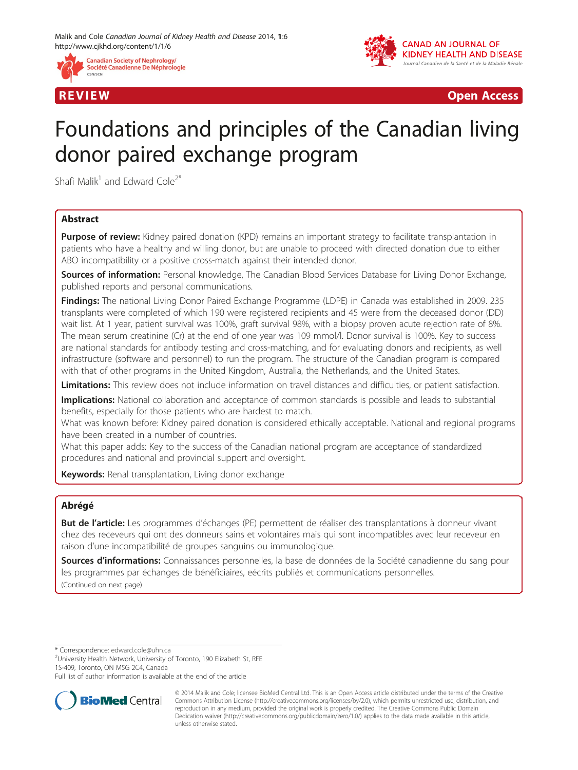REVIEW Open Access

# Foundations and principles of the Canadian living donor paired exchange program

Shafi Malik[1] and Edward Cole[2*]

## Abstract

**Purpose of review:** Kidney paired donation (KPD) remains an important strategy to facilitate transplantation in patients who have a healthy and willing donor, but are unable to proceed with directed donation due to either ABO incompatibility or a positive cross-match against their intended donor.

**Sources of information:** Personal knowledge, The Canadian Blood Services Database for Living Donor Exchange, published reports and personal communications.

**Findings:** The national Living Donor Paired Exchange Programme (LDPE) in Canada was established in 2009. 235 transplants were completed of which 190 were registered recipients and 45 were from the deceased donor (DD) wait list. At 1 year, patient survival was 100%, graft survival 98%, with a biopsy proven acute rejection rate of 8%. The mean serum creatinine (Cr) at the end of one year was 109 mmol/l. Donor survival is 100%. Key to success are national standards for antibody testing and cross-matching, and for evaluating donors and recipients, as well infrastructure (software and personnel) to run the program. The structure of the Canadian program is compared with that of other programs in the United Kingdom, Australia, the Netherlands, and the United States.

**Limitations:** This review does not include information on travel distances and difficulties, or patient satisfaction.

**Implications:** National collaboration and acceptance of common standards is possible and leads to substantial benefits, especially for those patients who are hardest to match.

What was known before: Kidney paired donation is considered ethically acceptable. National and regional programs have been created in a number of countries.

What this paper adds: Key to the success of the Canadian national program are acceptance of standardized procedures and national and provincial support and oversight.

**Keywords:** Renal transplantation, Living donor exchange

## Abrégé

**But de l'article:** Les programmes d'échanges (PE) permettent de réaliser des transplantations à donneur vivant chez des receveurs qui ont des donneurs sains et volontaires mais qui sont incompatibles avec leur receveur en raison d'une incompatibilité de groupes sanguins ou immunologique.

**Sources d'informations:** Connaissances personnelles, la base de données de la Société canadienne du sang pour les programmes par échanges de bénéficiaires, eécrits publiés et communications personnelles.

(Continued on next page)

\* Correspondence: edward.cole@uhn.ca
[2]University Health Network, University of Toronto, 190 Elizabeth St, RFE 1S-409, Toronto, ON M5G 2C4, Canada
Full list of author information is available at the end of the article

© 2014 Malik and Cole; licensee BioMed Central Ltd. This is an Open Access article distributed under the terms of the Creative Commons Attribution License (http://creativecommons.org/licenses/by/2.0), which permits unrestricted use, distribution, and reproduction in any medium, provided the original work is properly credited. The Creative Commons Public Domain Dedication waiver (http://creativecommons.org/publicdomain/zero/1.0/) applies to the data made available in this article, unless otherwise stated.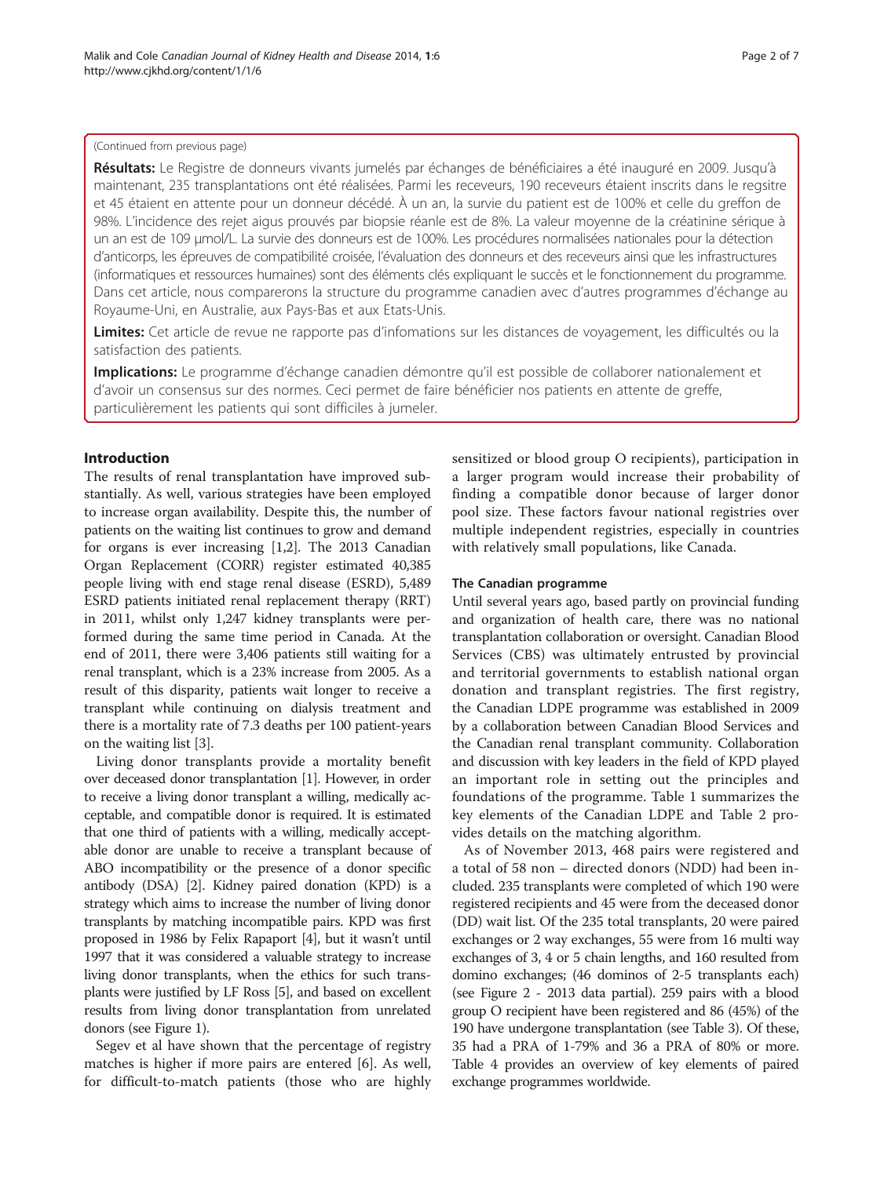(Continued from previous page)

**Résultats:** Le Registre de donneurs vivants jumelés par échanges de bénéficiaires a été inauguré en 2009. Jusqu'à maintenant, 235 transplantations ont été réalisées. Parmi les receveurs, 190 receveurs étaient inscrits dans le regsitre et 45 étaient en attente pour un donneur décédé. À un an, la survie du patient est de 100% et celle du greffon de 98%. L'incidence des rejet aigus prouvés par biopsie réanle est de 8%. La valeur moyenne de la créatinine sérique à un an est de 109 µmol/L. La survie des donneurs est de 100%. Les procédures normalisées nationales pour la détection d'anticorps, les épreuves de compatibilité croisée, l'évaluation des donneurs et des receveurs ainsi que les infrastructures (informatiques et ressources humaines) sont des éléments clés expliquant le succès et le fonctionnement du programme. Dans cet article, nous comparerons la structure du programme canadien avec d'autres programmes d'échange au Royaume-Uni, en Australie, aux Pays-Bas et aux Etats-Unis.

**Limites:** Cet article de revue ne rapporte pas d'infomations sur les distances de voyagement, les difficultés ou la satisfaction des patients.

**Implications:** Le programme d'échange canadien démontre qu'il est possible de collaborer nationalement et d'avoir un consensus sur des normes. Ceci permet de faire bénéficier nos patients en attente de greffe, particulièrement les patients qui sont difficiles à jumeler.

## Introduction

The results of renal transplantation have improved substantially. As well, various strategies have been employed to increase organ availability. Despite this, the number of patients on the waiting list continues to grow and demand for organs is ever increasing [1,2]. The 2013 Canadian Organ Replacement (CORR) register estimated 40,385 people living with end stage renal disease (ESRD), 5,489 ESRD patients initiated renal replacement therapy (RRT) in 2011, whilst only 1,247 kidney transplants were performed during the same time period in Canada. At the end of 2011, there were 3,406 patients still waiting for a renal transplant, which is a 23% increase from 2005. As a result of this disparity, patients wait longer to receive a transplant while continuing on dialysis treatment and there is a mortality rate of 7.3 deaths per 100 patient-years on the waiting list [3].

Living donor transplants provide a mortality benefit over deceased donor transplantation [1]. However, in order to receive a living donor transplant a willing, medically acceptable, and compatible donor is required. It is estimated that one third of patients with a willing, medically acceptable donor are unable to receive a transplant because of ABO incompatibility or the presence of a donor specific antibody (DSA) [2]. Kidney paired donation (KPD) is a strategy which aims to increase the number of living donor transplants by matching incompatible pairs. KPD was first proposed in 1986 by Felix Rapaport [4], but it wasn't until 1997 that it was considered a valuable strategy to increase living donor transplants, when the ethics for such transplants were justified by LF Ross [5], and based on excellent results from living donor transplantation from unrelated donors (see Figure 1).

Segev et al have shown that the percentage of registry matches is higher if more pairs are entered [6]. As well, for difficult-to-match patients (those who are highly sensitized or blood group O recipients), participation in a larger program would increase their probability of finding a compatible donor because of larger donor pool size. These factors favour national registries over multiple independent registries, especially in countries with relatively small populations, like Canada.

### The Canadian programme

Until several years ago, based partly on provincial funding and organization of health care, there was no national transplantation collaboration or oversight. Canadian Blood Services (CBS) was ultimately entrusted by provincial and territorial governments to establish national organ donation and transplant registries. The first registry, the Canadian LDPE programme was established in 2009 by a collaboration between Canadian Blood Services and the Canadian renal transplant community. Collaboration and discussion with key leaders in the field of KPD played an important role in setting out the principles and foundations of the programme. Table 1 summarizes the key elements of the Canadian LDPE and Table 2 provides details on the matching algorithm.

As of November 2013, 468 pairs were registered and a total of 58 non – directed donors (NDD) had been included. 235 transplants were completed of which 190 were registered recipients and 45 were from the deceased donor (DD) wait list. Of the 235 total transplants, 20 were paired exchanges or 2 way exchanges, 55 were from 16 multi way exchanges of 3, 4 or 5 chain lengths, and 160 resulted from domino exchanges; (46 dominos of 2-5 transplants each) (see Figure 2 - 2013 data partial). 259 pairs with a blood group O recipient have been registered and 86 (45%) of the 190 have undergone transplantation (see Table 3). Of these, 35 had a PRA of 1-79% and 36 a PRA of 80% or more. Table 4 provides an overview of key elements of paired exchange programmes worldwide.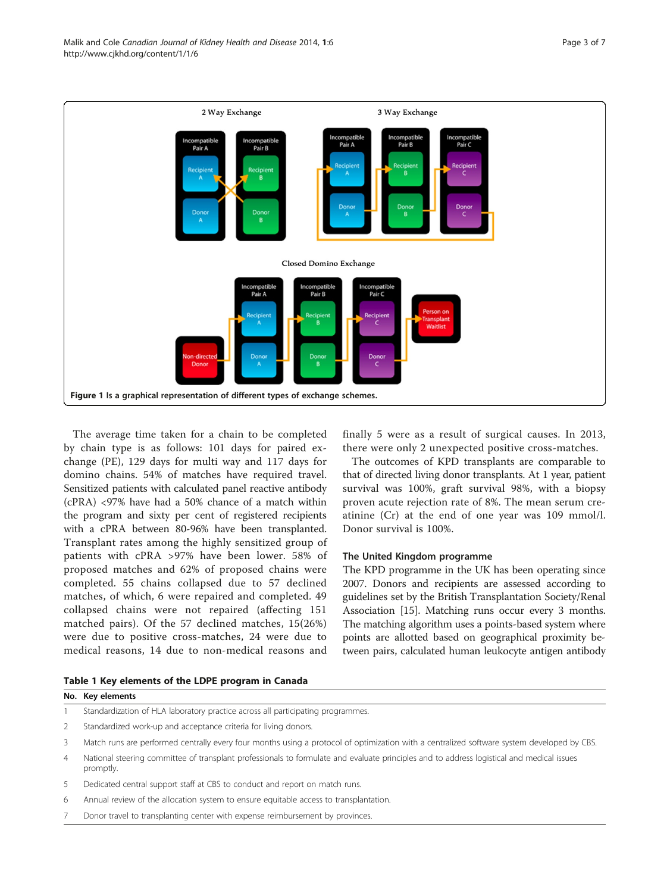**Figure 1** Is a graphical representation of different types of exchange schemes.

The average time taken for a chain to be completed by chain type is as follows: 101 days for paired exchange (PE), 129 days for multi way and 117 days for domino chains. 54% of matches have required travel. Sensitized patients with calculated panel reactive antibody (cPRA) <97% have had a 50% chance of a match within the program and sixty per cent of registered recipients with a cPRA between 80-96% have been transplanted. Transplant rates among the highly sensitized group of patients with cPRA >97% have been lower. 58% of proposed matches and 62% of proposed chains were completed. 55 chains collapsed due to 57 declined matches, of which, 6 were repaired and completed. 49 collapsed chains were not repaired (affecting 151 matched pairs). Of the 57 declined matches, 15(26%) were due to positive cross-matches, 24 were due to medical reasons, 14 due to non-medical reasons and finally 5 were as a result of surgical causes. In 2013, there were only 2 unexpected positive cross-matches.

The outcomes of KPD transplants are comparable to that of directed living donor transplants. At 1 year, patient survival was 100%, graft survival 98%, with a biopsy proven acute rejection rate of 8%. The mean serum creatinine (Cr) at the end of one year was 109 mmol/l. Donor survival is 100%.

### The United Kingdom programme

The KPD programme in the UK has been operating since 2007. Donors and recipients are assessed according to guidelines set by the British Transplantation Society/Renal Association [15]. Matching runs occur every 3 months. The matching algorithm uses a points-based system where points are allotted based on geographical proximity between pairs, calculated human leukocyte antigen antibody

**Table 1 Key elements of the LDPE program in Canada**

| No. | Key elements |
|---|---|
| 1 | Standardization of HLA laboratory practice across all participating programmes. |
| 2 | Standardized work-up and acceptance criteria for living donors. |
| 3 | Match runs are performed centrally every four months using a protocol of optimization with a centralized software system developed by CBS. |
| 4 | National steering committee of transplant professionals to formulate and evaluate principles and to address logistical and medical issues promptly. |
| 5 | Dedicated central support staff at CBS to conduct and report on match runs. |
| 6 | Annual review of the allocation system to ensure equitable access to transplantation. |
| 7 | Donor travel to transplanting center with expense reimbursement by provinces. |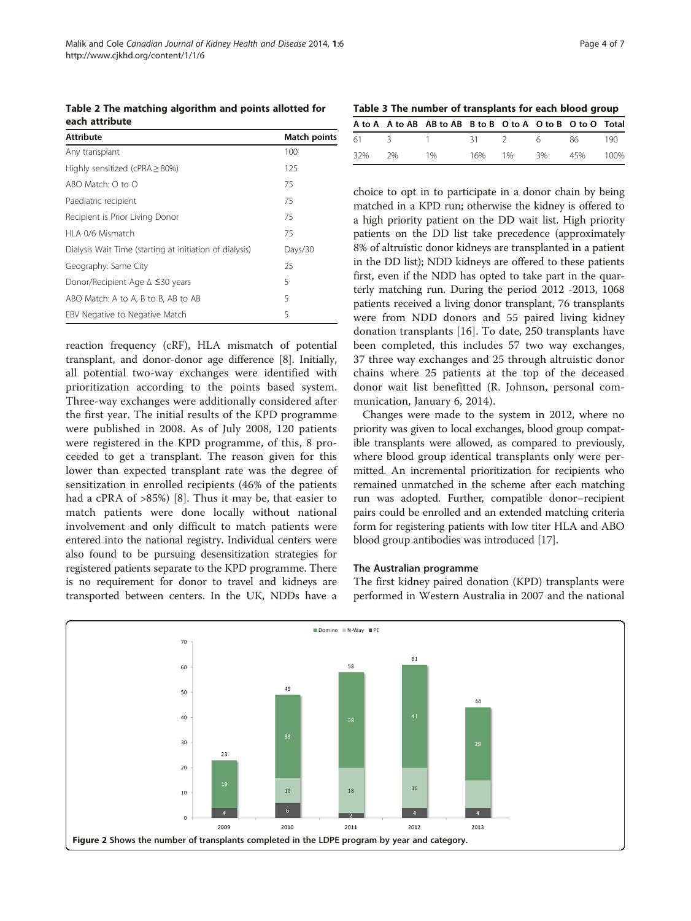**Table 2 The matching algorithm and points allotted for each attribute**

| Attribute | Match points |
|---|---|
| Any transplant | 100 |
| Highly sensitized (cPRA ≥ 80%) | 125 |
| ABO Match: O to O | 75 |
| Paediatric recipient | 75 |
| Recipient is Prior Living Donor | 75 |
| HLA 0/6 Mismatch | 75 |
| Dialysis Wait Time (starting at initiation of dialysis) | Days/30 |
| Geography: Same City | 25 |
| Donor/Recipient Age Δ ≤30 years | 5 |
| ABO Match: A to A, B to B, AB to AB | 5 |
| EBV Negative to Negative Match | 5 |

reaction frequency (cRF), HLA mismatch of potential transplant, and donor-donor age difference [8]. Initially, all potential two-way exchanges were identified with prioritization according to the points based system. Three-way exchanges were additionally considered after the first year. The initial results of the KPD programme were published in 2008. As of July 2008, 120 patients were registered in the KPD programme, of this, 8 proceeded to get a transplant. The reason given for this lower than expected transplant rate was the degree of sensitization in enrolled recipients (46% of the patients had a cPRA of >85%) [8]. Thus it may be, that easier to match patients were done locally without national involvement and only difficult to match patients were entered into the national registry. Individual centers were also found to be pursuing desensitization strategies for registered patients separate to the KPD programme. There is no requirement for donor to travel and kidneys are transported between centers. In the UK, NDDs have a choice to opt in to participate in a donor chain by being matched in a KPD run; otherwise the kidney is offered to a high priority patient on the DD wait list. High priority patients on the DD list take precedence (approximately 8% of altruistic donor kidneys are transplanted in a patient in the DD list); NDD kidneys are offered to these patients first, even if the NDD has opted to take part in the quarterly matching run. During the period 2012 -2013, 1068 patients received a living donor transplant, 76 transplants were from NDD donors and 55 paired living kidney donation transplants [16]. To date, 250 transplants have been completed, this includes 57 two way exchanges, 37 three way exchanges and 25 through altruistic donor chains where 25 patients at the top of the deceased donor wait list benefitted (R. Johnson, personal communication, January 6, 2014).

**Table 3 The number of transplants for each blood group**

| A to A | A to AB | AB to AB | B to B | O to A | O to B | O to O | Total |
|---|---|---|---|---|---|---|---|
| 61 | 3 | 1 | 31 | 2 | 6 | 86 | 190 |
| 32% | 2% | 1% | 16% | 1% | 3% | 45% | 100% |

Changes were made to the system in 2012, where no priority was given to local exchanges, blood group compatible transplants were allowed, as compared to previously, where blood group identical transplants only were permitted. An incremental prioritization for recipients who remained unmatched in the scheme after each matching run was adopted. Further, compatible donor–recipient pairs could be enrolled and an extended matching criteria form for registering patients with low titer HLA and ABO blood group antibodies was introduced [17].

### The Australian programme

The first kidney paired donation (KPD) transplants were performed in Western Australia in 2007 and the national

**Figure 2** Shows the number of transplants completed in the LDPE program by year and category.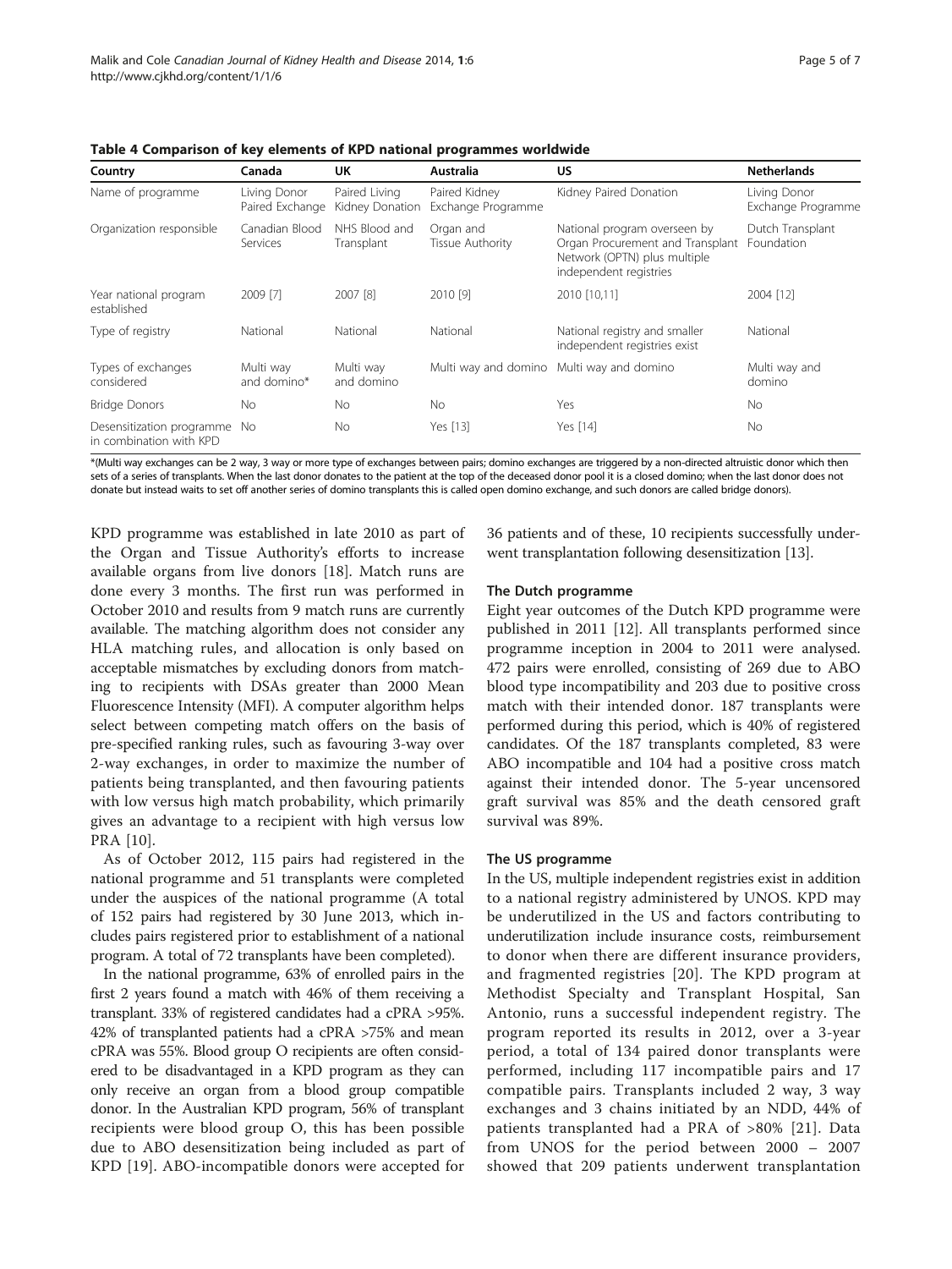**Table 4 Comparison of key elements of KPD national programmes worldwide**

| Country | Canada | UK | Australia | US | Netherlands |
|---|---|---|---|---|---|
| Name of programme | Living Donor Paired Exchange | Paired Living Kidney Donation | Paired Kidney Exchange Programme | Kidney Paired Donation | Living Donor Exchange Programme |
| Organization responsible | Canadian Blood Services | NHS Blood and Transplant | Organ and Tissue Authority | National program overseen by Organ Procurement and Transplant Network (OPTN) plus multiple independent registries | Dutch Transplant Foundation |
| Year national program established | 2009 [7] | 2007 [8] | 2010 [9] | 2010 [10,11] | 2004 [12] |
| Type of registry | National | National | National | National registry and smaller independent registries exist | National |
| Types of exchanges considered | Multi way and domino* | Multi way and domino | Multi way and domino | Multi way and domino | Multi way and domino |
| Bridge Donors | No | No | No | Yes | No |
| Desensitization programme in combination with KPD | No | No | Yes [13] | Yes [14] | No |

*(Multi way exchanges can be 2 way, 3 way or more type of exchanges between pairs; domino exchanges are triggered by a non-directed altruistic donor which then sets of a series of transplants. When the last donor donates to the patient at the top of the deceased donor pool it is a closed domino; when the last donor does not donate but instead waits to set off another series of domino transplants this is called open domino exchange, and such donors are called bridge donors).

KPD programme was established in late 2010 as part of the Organ and Tissue Authority's efforts to increase available organs from live donors [18]. Match runs are done every 3 months. The first run was performed in October 2010 and results from 9 match runs are currently available. The matching algorithm does not consider any HLA matching rules, and allocation is only based on acceptable mismatches by excluding donors from matching to recipients with DSAs greater than 2000 Mean Fluorescence Intensity (MFI). A computer algorithm helps select between competing match offers on the basis of pre-specified ranking rules, such as favouring 3-way over 2-way exchanges, in order to maximize the number of patients being transplanted, and then favouring patients with low versus high match probability, which primarily gives an advantage to a recipient with high versus low PRA [10].

As of October 2012, 115 pairs had registered in the national programme and 51 transplants were completed under the auspices of the national programme (A total of 152 pairs had registered by 30 June 2013, which includes pairs registered prior to establishment of a national program. A total of 72 transplants have been completed).

In the national programme, 63% of enrolled pairs in the first 2 years found a match with 46% of them receiving a transplant. 33% of registered candidates had a cPRA >95%. 42% of transplanted patients had a cPRA >75% and mean cPRA was 55%. Blood group O recipients are often considered to be disadvantaged in a KPD program as they can only receive an organ from a blood group compatible donor. In the Australian KPD program, 56% of transplant recipients were blood group O, this has been possible due to ABO desensitization being included as part of KPD [19]. ABO-incompatible donors were accepted for 36 patients and of these, 10 recipients successfully underwent transplantation following desensitization [13].

### The Dutch programme

Eight year outcomes of the Dutch KPD programme were published in 2011 [12]. All transplants performed since programme inception in 2004 to 2011 were analysed. 472 pairs were enrolled, consisting of 269 due to ABO blood type incompatibility and 203 due to positive cross match with their intended donor. 187 transplants were performed during this period, which is 40% of registered candidates. Of the 187 transplants completed, 83 were ABO incompatible and 104 had a positive cross match against their intended donor. The 5-year uncensored graft survival was 85% and the death censored graft survival was 89%.

### The US programme

In the US, multiple independent registries exist in addition to a national registry administered by UNOS. KPD may be underutilized in the US and factors contributing to underutilization include insurance costs, reimbursement to donor when there are different insurance providers, and fragmented registries [20]. The KPD program at Methodist Specialty and Transplant Hospital, San Antonio, runs a successful independent registry. The program reported its results in 2012, over a 3-year period, a total of 134 paired donor transplants were performed, including 117 incompatible pairs and 17 compatible pairs. Transplants included 2 way, 3 way exchanges and 3 chains initiated by an NDD, 44% of patients transplanted had a PRA of >80% [21]. Data from UNOS for the period between 2000 – 2007 showed that 209 patients underwent transplantation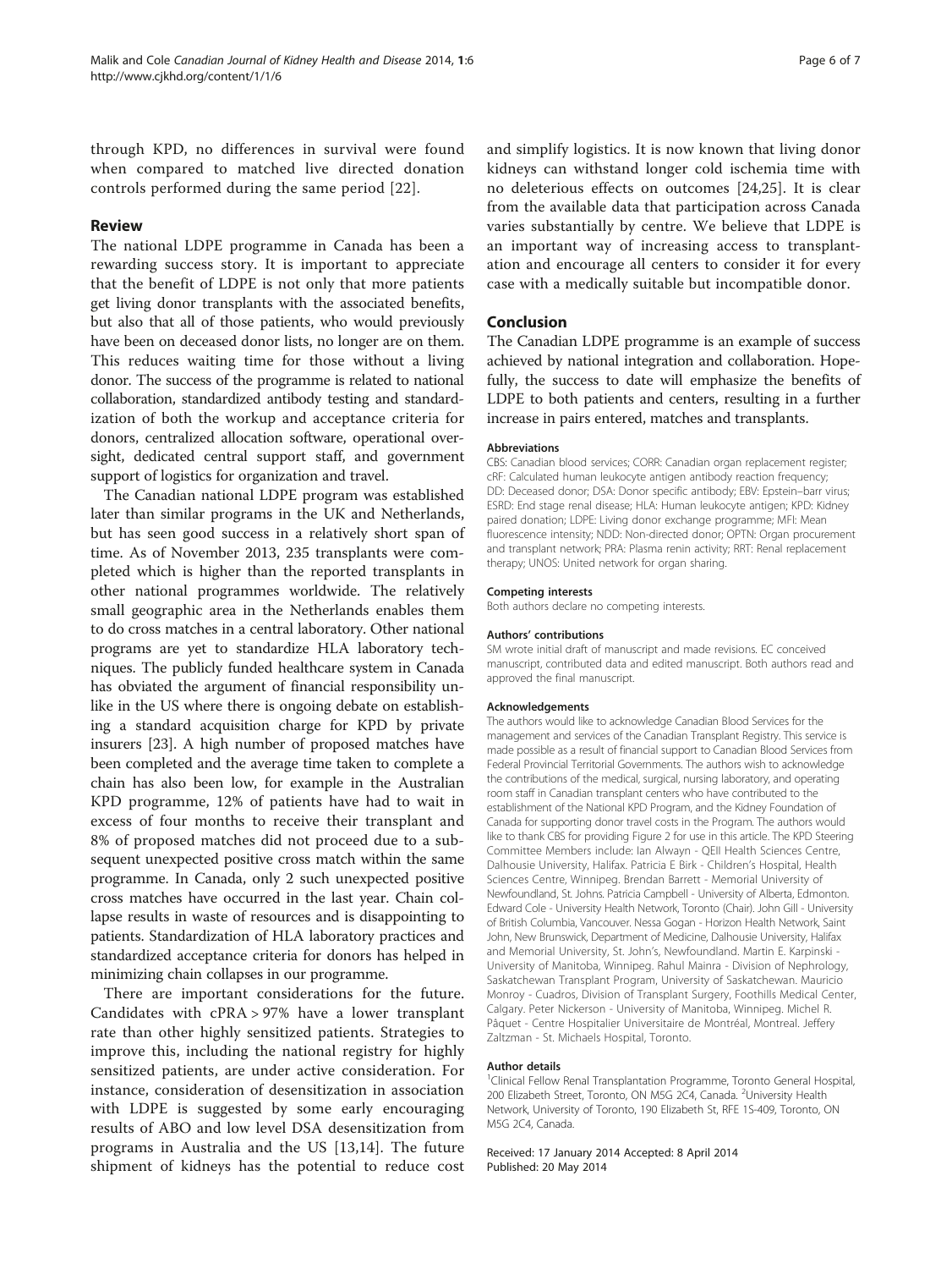through KPD, no differences in survival were found when compared to matched live directed donation controls performed during the same period [22].

## Review

The national LDPE programme in Canada has been a rewarding success story. It is important to appreciate that the benefit of LDPE is not only that more patients get living donor transplants with the associated benefits, but also that all of those patients, who would previously have been on deceased donor lists, no longer are on them. This reduces waiting time for those without a living donor. The success of the programme is related to national collaboration, standardized antibody testing and standardization of both the workup and acceptance criteria for donors, centralized allocation software, operational oversight, dedicated central support staff, and government support of logistics for organization and travel.

The Canadian national LDPE program was established later than similar programs in the UK and Netherlands, but has seen good success in a relatively short span of time. As of November 2013, 235 transplants were completed which is higher than the reported transplants in other national programmes worldwide. The relatively small geographic area in the Netherlands enables them to do cross matches in a central laboratory. Other national programs are yet to standardize HLA laboratory techniques. The publicly funded healthcare system in Canada has obviated the argument of financial responsibility unlike in the US where there is ongoing debate on establishing a standard acquisition charge for KPD by private insurers [23]. A high number of proposed matches have been completed and the average time taken to complete a chain has also been low, for example in the Australian KPD programme, 12% of patients have had to wait in excess of four months to receive their transplant and 8% of proposed matches did not proceed due to a subsequent unexpected positive cross match within the same programme. In Canada, only 2 such unexpected positive cross matches have occurred in the last year. Chain collapse results in waste of resources and is disappointing to patients. Standardization of HLA laboratory practices and standardized acceptance criteria for donors has helped in minimizing chain collapses in our programme.

There are important considerations for the future. Candidates with cPRA > 97% have a lower transplant rate than other highly sensitized patients. Strategies to improve this, including the national registry for highly sensitized patients, are under active consideration. For instance, consideration of desensitization in association with LDPE is suggested by some early encouraging results of ABO and low level DSA desensitization from programs in Australia and the US [13,14]. The future shipment of kidneys has the potential to reduce cost and simplify logistics. It is now known that living donor kidneys can withstand longer cold ischemia time with no deleterious effects on outcomes [24,25]. It is clear from the available data that participation across Canada varies substantially by centre. We believe that LDPE is an important way of increasing access to transplantation and encourage all centers to consider it for every case with a medically suitable but incompatible donor.

## Conclusion

The Canadian LDPE programme is an example of success achieved by national integration and collaboration. Hopefully, the success to date will emphasize the benefits of LDPE to both patients and centers, resulting in a further increase in pairs entered, matches and transplants.

#### Abbreviations

CBS: Canadian blood services; CORR: Canadian organ replacement register; cRF: Calculated human leukocyte antigen antibody reaction frequency; DD: Deceased donor; DSA: Donor specific antibody; EBV: Epstein–barr virus; ESRD: End stage renal disease; HLA: Human leukocyte antigen; KPD: Kidney paired donation; LDPE: Living donor exchange programme; MFI: Mean fluorescence intensity; NDD: Non-directed donor; OPTN: Organ procurement and transplant network; PRA: Plasma renin activity; RRT: Renal replacement therapy; UNOS: United network for organ sharing.

#### Competing interests

Both authors declare no competing interests.

#### Authors' contributions

SM wrote initial draft of manuscript and made revisions. EC conceived manuscript, contributed data and edited manuscript. Both authors read and approved the final manuscript.

#### Acknowledgements

The authors would like to acknowledge Canadian Blood Services for the management and services of the Canadian Transplant Registry. This service is made possible as a result of financial support to Canadian Blood Services from Federal Provincial Territorial Governments. The authors wish to acknowledge the contributions of the medical, surgical, nursing laboratory, and operating room staff in Canadian transplant centers who have contributed to the establishment of the National KPD Program, and the Kidney Foundation of Canada for supporting donor travel costs in the Program. The authors would like to thank CBS for providing Figure 2 for use in this article. The KPD Steering Committee Members include: Ian Alwayn - QEII Health Sciences Centre, Dalhousie University, Halifax. Patricia E Birk - Children's Hospital, Health Sciences Centre, Winnipeg. Brendan Barrett - Memorial University of Newfoundland, St. Johns. Patricia Campbell - University of Alberta, Edmonton. Edward Cole - University Health Network, Toronto (Chair). John Gill - University of British Columbia, Vancouver. Nessa Gogan - Horizon Health Network, Saint John, New Brunswick, Department of Medicine, Dalhousie University, Halifax and Memorial University, St. John's, Newfoundland. Martin E. Karpinski - University of Manitoba, Winnipeg. Rahul Mainra - Division of Nephrology, Saskatchewan Transplant Program, University of Saskatchewan. Mauricio Monroy - Cuadros, Division of Transplant Surgery, Foothills Medical Center, Calgary. Peter Nickerson - University of Manitoba, Winnipeg. Michel R. Pâquet - Centre Hospitalier Universitaire de Montréal, Montreal. Jeffery Zaltzman - St. Michaels Hospital, Toronto.

#### Author details

[1]Clinical Fellow Renal Transplantation Programme, Toronto General Hospital, 200 Elizabeth Street, Toronto, ON M5G 2C4, Canada. [2]University Health Network, University of Toronto, 190 Elizabeth St, RFE 1S-409, Toronto, ON M5G 2C4, Canada.

Received: 17 January 2014 Accepted: 8 April 2014
Published: 20 May 2014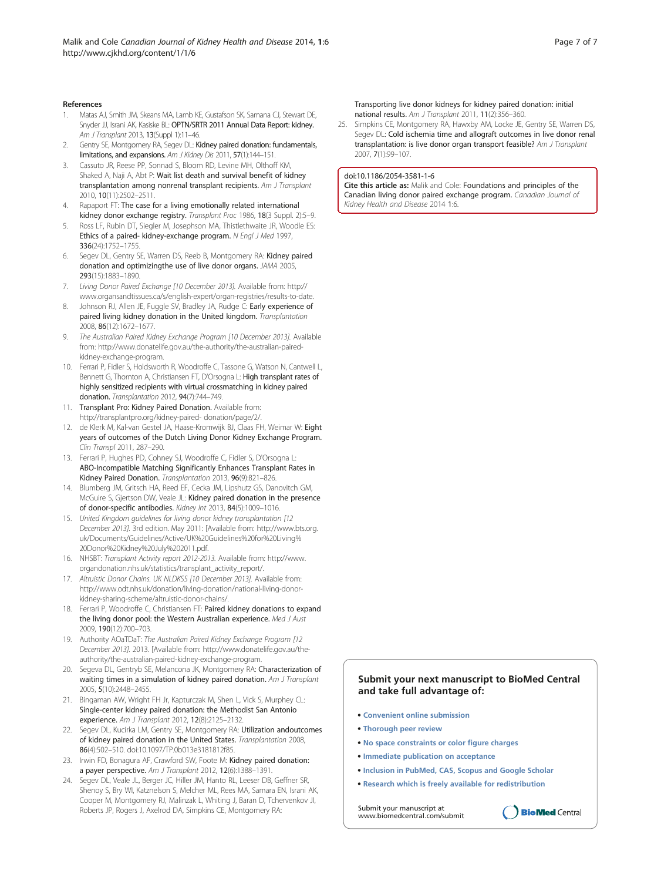## References

1. Matas AJ, Smith JM, Skeans MA, Lamb KE, Gustafson SK, Samana CJ, Stewart DE, Snyder JJ, Israni AK, Kasiske BL: **OPTN/SRTR 2011 Annual Data Report: kidney.** *Am J Transplant* 2013, **13**(Suppl 1):11–46.
2. Gentry SE, Montgomery RA, Segev DL: **Kidney paired donation: fundamentals, limitations, and expansions.** *Am J Kidney Dis* 2011, **57**(1):144–151.
3. Cassuto JR, Reese PP, Sonnad S, Bloom RD, Levine MH, Olthoff KM, Shaked A, Naji A, Abt P: **Wait list death and survival benefit of kidney transplantation among nonrenal transplant recipients.** *Am J Transplant* 2010, **10**(11):2502–2511.
4. Rapaport FT: **The case for a living emotionally related international kidney donor exchange registry.** *Transplant Proc* 1986, **18**(3 Suppl. 2):5–9.
5. Ross LF, Rubin DT, Siegler M, Josephson MA, Thistlethwaite JR, Woodle ES: **Ethics of a paired- kidney-exchange program.** *N Engl J Med* 1997, **336**(24):1752–1755.
6. Segev DL, Gentry SE, Warren DS, Reeb B, Montgomery RA: **Kidney paired donation and optimizingthe use of live donor organs.** *JAMA* 2005, **293**(15):1883–1890.
7. *Living Donor Paired Exchange [10 December 2013].* Available from: http://www.organsandtissues.ca/s/english-expert/organ-registries/results-to-date.
8. Johnson RJ, Allen JE, Fuggle SV, Bradley JA, Rudge C: **Early experience of paired living kidney donation in the United kingdom.** *Transplantation* 2008, **86**(12):1672–1677.
9. *The Australian Paired Kidney Exchange Program [10 December 2013].* Available from: http://www.donatelife.gov.au/the-authority/the-australian-paired-kidney-exchange-program.
10. Ferrari P, Fidler S, Holdsworth R, Woodroffe C, Tassone G, Watson N, Cantwell L, Bennett G, Thornton A, Christiansen FT, D'Orsogna L: **High transplant rates of highly sensitized recipients with virtual crossmatching in kidney paired donation.** *Transplantation* 2012, **94**(7):744–749.
11. **Transplant Pro: Kidney Paired Donation.** Available from: http://transplantpro.org/kidney-paired- donation/page/2/.
12. de Klerk M, Kal-van Gestel JA, Haase-Kromwijk BJ, Claas FH, Weimar W: **Eight years of outcomes of the Dutch Living Donor Kidney Exchange Program.** *Clin Transpl* 2011, 287–290.
13. Ferrari P, Hughes PD, Cohney SJ, Woodroffe C, Fidler S, D'Orsogna L: **ABO-Incompatible Matching Significantly Enhances Transplant Rates in Kidney Paired Donation.** *Transplantation* 2013, **96**(9):821–826.
14. Blumberg JM, Gritsch HA, Reed EF, Cecka JM, Lipshutz GS, Danovitch GM, McGuire S, Gjertson DW, Veale JL: **Kidney paired donation in the presence of donor-specific antibodies.** *Kidney Int* 2013, **84**(5):1009–1016.
15. *United Kingdom guidelines for living donor kidney transplantation [12 December 2013].* 3rd edition. May 2011: [Available from: http://www.bts.org.uk/Documents/Guidelines/Active/UK%20Guidelines%20for%20Living%20Donor%20Kidney%20July%202011.pdf.
16. NHSBT: *Transplant Activity report 2012-2013.* Available from: http://www.organdonation.nhs.uk/statistics/transplant_activity_report/.
17. *Altruistic Donor Chains. UK NLDKSS [10 December 2013].* Available from: http://www.odt.nhs.uk/donation/living-donation/national-living-donor-kidney-sharing-scheme/altruistic-donor-chains/.
18. Ferrari P, Woodroffe C, Christiansen FT: **Paired kidney donations to expand the living donor pool: the Western Australian experience.** *Med J Aust* 2009, **190**(12):700–703.
19. Authority AOaTDaT: *The Australian Paired Kidney Exchange Program [12 December 2013].* 2013. [Available from: http://www.donatelife.gov.au/the-authority/the-australian-paired-kidney-exchange-program.
20. Segeva DL, Gentryb SE, Melancona JK, Montgomery RA: **Characterization of waiting times in a simulation of kidney paired donation.** *Am J Transplant* 2005, **5**(10):2448–2455.
21. Bingaman AW, Wright FH Jr, Kapturczak M, Shen L, Vick S, Murphey CL: **Single-center kidney paired donation: the Methodist San Antonio experience.** *Am J Transplant* 2012, **12**(8):2125–2132.
22. Segev DL, Kucirka LM, Gentry SE, Montgomery RA: **Utilization andoutcomes of kidney paired donation in the United States.** *Transplantation* 2008, **86**(4):502–510. doi:10.1097/TP.0b013e3181812f85.
23. Irwin FD, Bonagura AF, Crawford SW, Foote M: **Kidney paired donation: a payer perspective.** *Am J Transplant* 2012, **12**(6):1388–1391.
24. Segev DL, Veale JL, Berger JC, Hiller JM, Hanto RL, Leeser DB, Geffner SR, Shenoy S, Bry WI, Katznelson S, Melcher ML, Rees MA, Samara EN, Israni AK, Cooper M, Montgomery RJ, Malinzak L, Whiting J, Baran D, Tchervenkov JI, Roberts JP, Rogers J, Axelrod DA, Simpkins CE, Montgomery RA: **Transporting live donor kidneys for kidney paired donation: initial national results.** *Am J Transplant* 2011, **11**(2):356–360.
25. Simpkins CE, Montgomery RA, Hawxby AM, Locke JE, Gentry SE, Warren DS, Segev DL: **Cold ischemia time and allograft outcomes in live donor renal transplantation: is live donor organ transport feasible?** *Am J Transplant* 2007, **7**(1):99–107.

doi:10.1186/2054-3581-1-6

**Cite this article as:** Malik and Cole: Foundations and principles of the Canadian living donor paired exchange program. *Canadian Journal of Kidney Health and Disease* 2014 **1**:6.

**Submit your next manuscript to BioMed Central and take full advantage of:**

- **Convenient online submission**
- **Thorough peer review**
- **No space constraints or color figure charges**
- **Immediate publication on acceptance**
- **Inclusion in PubMed, CAS, Scopus and Google Scholar**
- **Research which is freely available for redistribution**

Submit your manuscript at www.biomedcentral.com/submit

BioMed Central